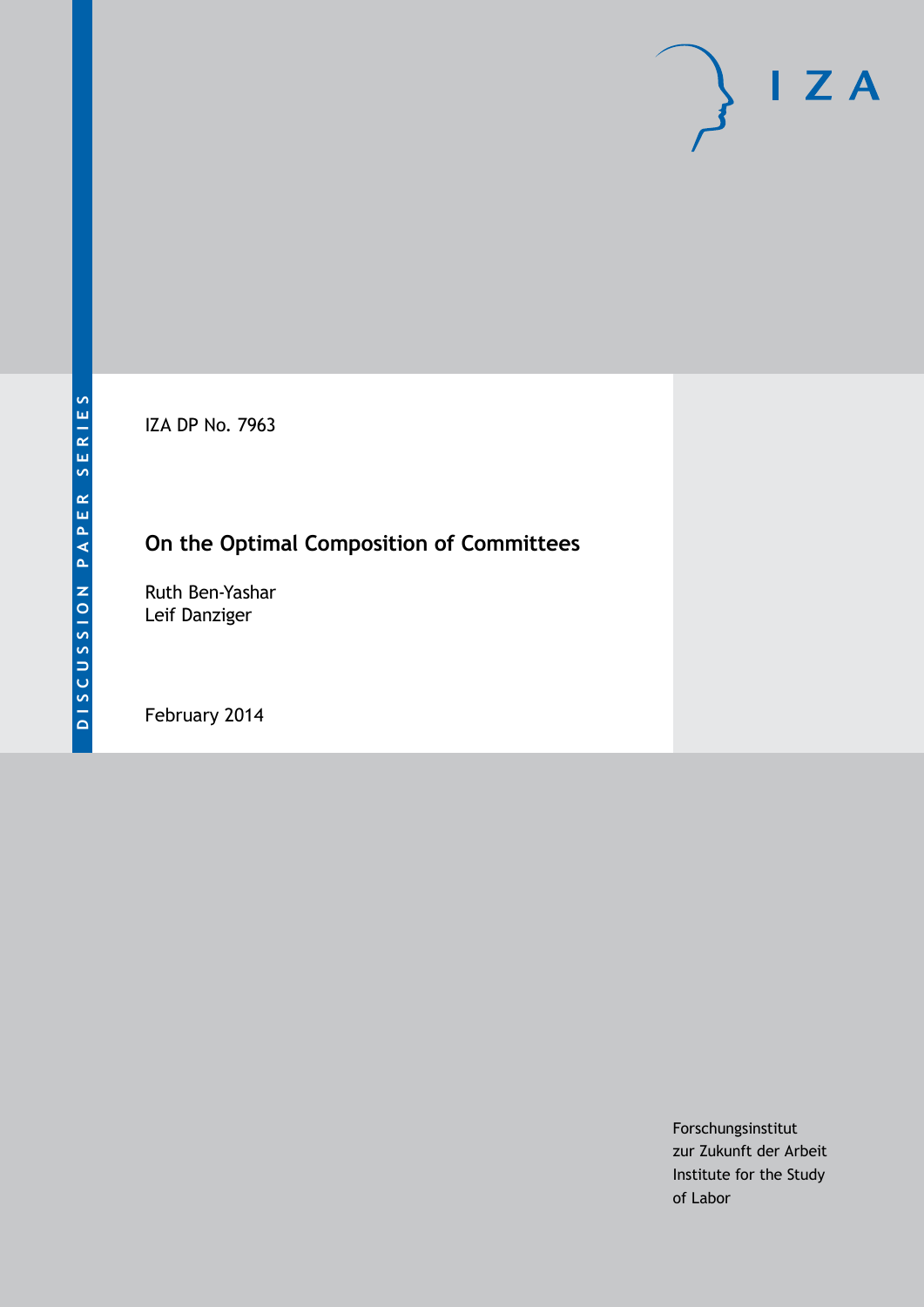DISCUSSION PAPER SERIES

IZA DP No. 7963

# On the Optimal Composition of Committees

Ruth Ben-Yashar
Leif Danziger

February 2014

Forschungsinstitut
zur Zukunft der Arbeit
Institute for the Study
of Labor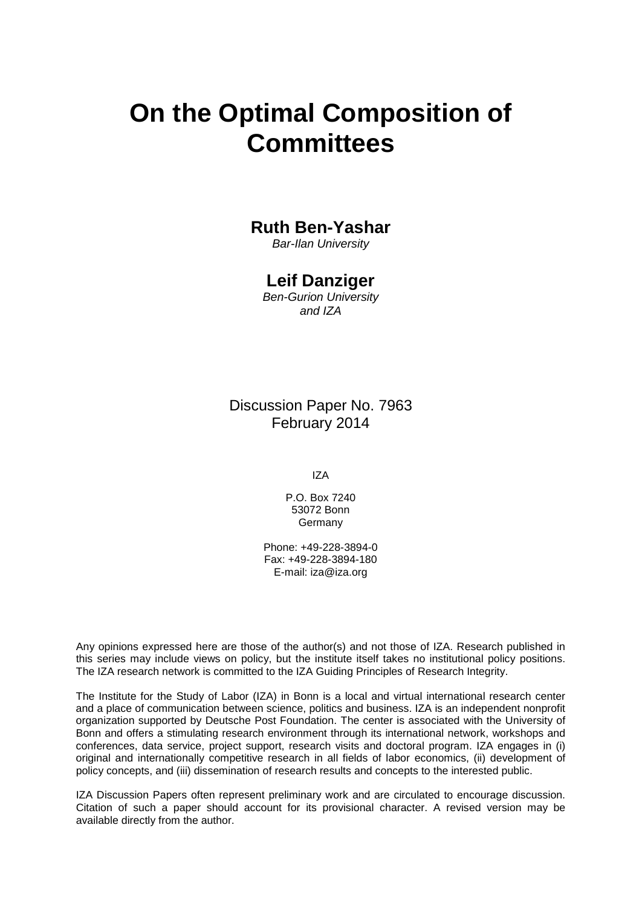# On the Optimal Composition of Committees

**Ruth Ben-Yashar**
*Bar-Ilan University*

**Leif Danziger**
*Ben-Gurion University and IZA*

Discussion Paper No. 7963
February 2014

IZA

P.O. Box 7240
53072 Bonn
Germany

Phone: +49-228-3894-0
Fax: +49-228-3894-180
E-mail: iza@iza.org

Any opinions expressed here are those of the author(s) and not those of IZA. Research published in this series may include views on policy, but the institute itself takes no institutional policy positions. The IZA research network is committed to the IZA Guiding Principles of Research Integrity.

The Institute for the Study of Labor (IZA) in Bonn is a local and virtual international research center and a place of communication between science, politics and business. IZA is an independent nonprofit organization supported by Deutsche Post Foundation. The center is associated with the University of Bonn and offers a stimulating research environment through its international network, workshops and conferences, data service, project support, research visits and doctoral program. IZA engages in (i) original and internationally competitive research in all fields of labor economics, (ii) development of policy concepts, and (iii) dissemination of research results and concepts to the interested public.

IZA Discussion Papers often represent preliminary work and are circulated to encourage discussion. Citation of such a paper should account for its provisional character. A revised version may be available directly from the author.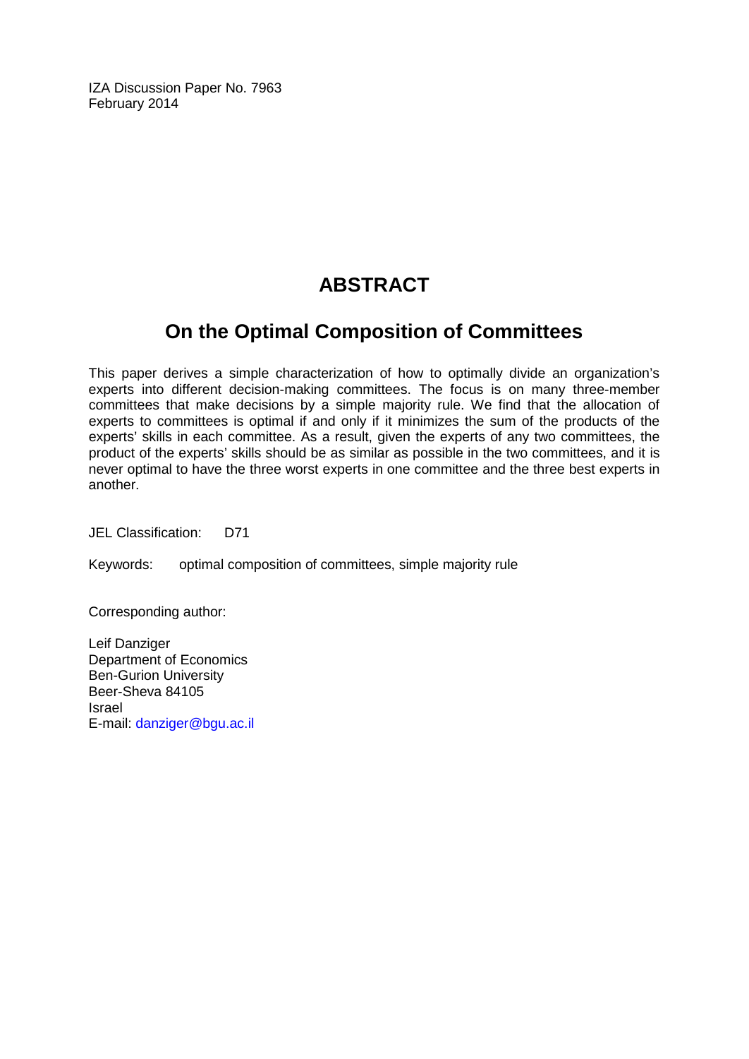IZA Discussion Paper No. 7963
February 2014

# ABSTRACT

## On the Optimal Composition of Committees

This paper derives a simple characterization of how to optimally divide an organization's experts into different decision-making committees. The focus is on many three-member committees that make decisions by a simple majority rule. We find that the allocation of experts to committees is optimal if and only if it minimizes the sum of the products of the experts' skills in each committee. As a result, given the experts of any two committees, the product of the experts' skills should be as similar as possible in the two committees, and it is never optimal to have the three worst experts in one committee and the three best experts in another.

JEL Classification: D71

Keywords: optimal composition of committees, simple majority rule

Corresponding author:

Leif Danziger
Department of Economics
Ben-Gurion University
Beer-Sheva 84105
Israel
E-mail: danziger@bgu.ac.il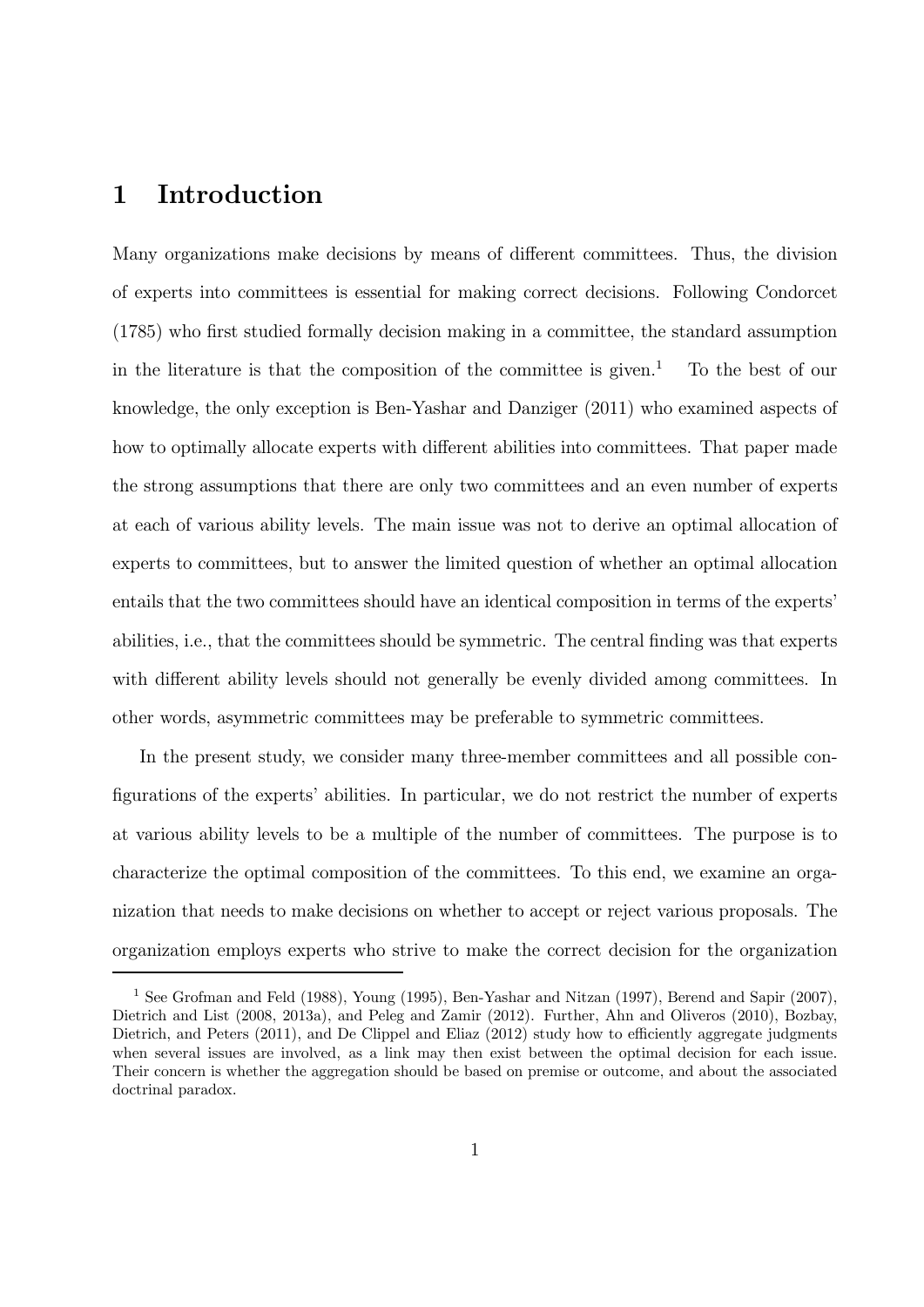# 1 Introduction

Many organizations make decisions by means of different committees. Thus, the division of experts into committees is essential for making correct decisions. Following Condorcet (1785) who first studied formally decision making in a committee, the standard assumption in the literature is that the composition of the committee is given.[1] To the best of our knowledge, the only exception is Ben-Yashar and Danziger (2011) who examined aspects of how to optimally allocate experts with different abilities into committees. That paper made the strong assumptions that there are only two committees and an even number of experts at each of various ability levels. The main issue was not to derive an optimal allocation of experts to committees, but to answer the limited question of whether an optimal allocation entails that the two committees should have an identical composition in terms of the experts' abilities, i.e., that the committees should be symmetric. The central finding was that experts with different ability levels should not generally be evenly divided among committees. In other words, asymmetric committees may be preferable to symmetric committees.

In the present study, we consider many three-member committees and all possible configurations of the experts' abilities. In particular, we do not restrict the number of experts at various ability levels to be a multiple of the number of committees. The purpose is to characterize the optimal composition of the committees. To this end, we examine an organization that needs to make decisions on whether to accept or reject various proposals. The organization employs experts who strive to make the correct decision for the organization

[1] See Grofman and Feld (1988), Young (1995), Ben-Yashar and Nitzan (1997), Berend and Sapir (2007), Dietrich and List (2008, 2013a), and Peleg and Zamir (2012). Further, Ahn and Oliveros (2010), Bozbay, Dietrich, and Peters (2011), and De Clippel and Eliaz (2012) study how to efficiently aggregate judgments when several issues are involved, as a link may then exist between the optimal decision for each issue. Their concern is whether the aggregation should be based on premise or outcome, and about the associated doctrinal paradox.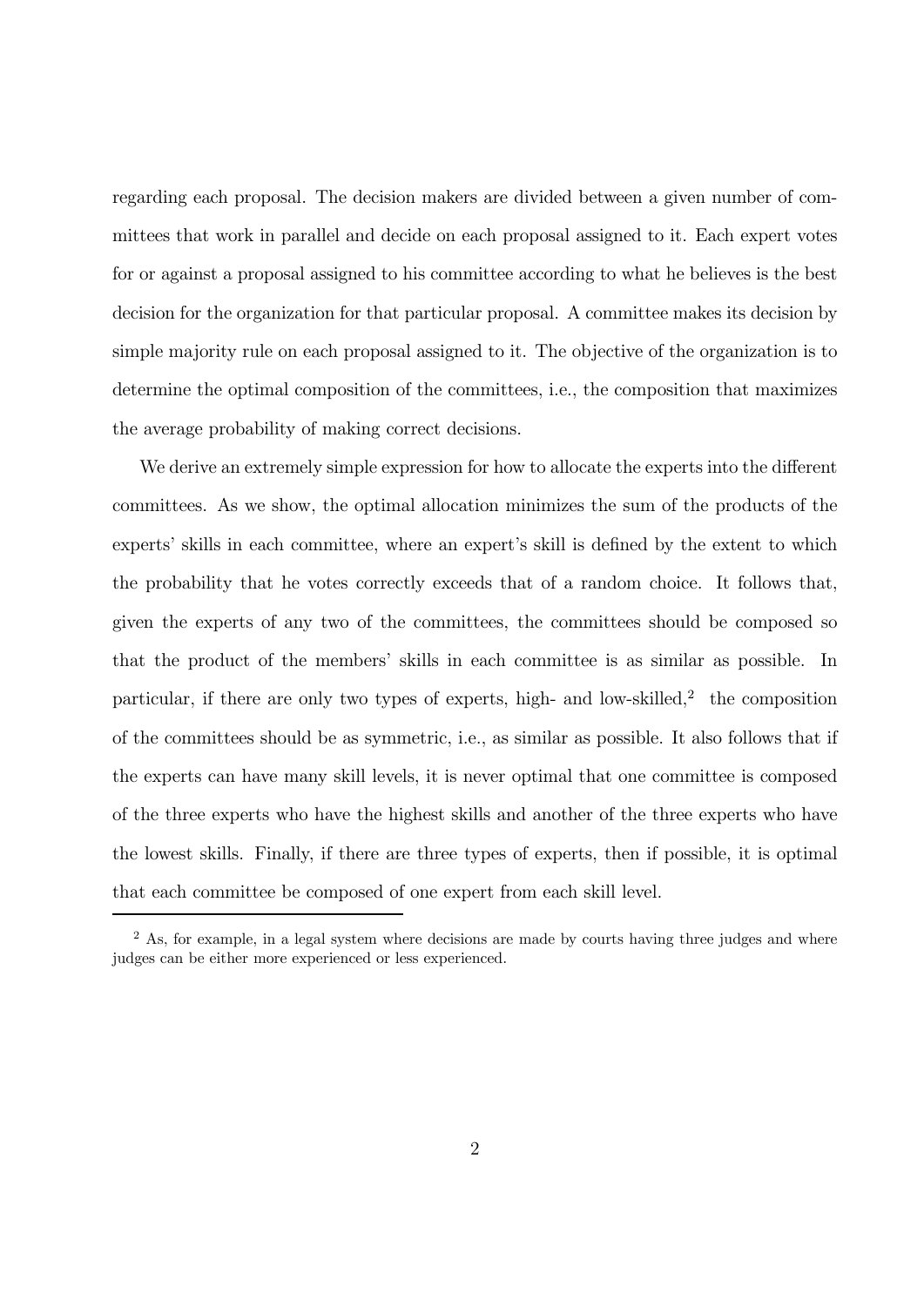regarding each proposal. The decision makers are divided between a given number of committees that work in parallel and decide on each proposal assigned to it. Each expert votes for or against a proposal assigned to his committee according to what he believes is the best decision for the organization for that particular proposal. A committee makes its decision by simple majority rule on each proposal assigned to it. The objective of the organization is to determine the optimal composition of the committees, i.e., the composition that maximizes the average probability of making correct decisions.

We derive an extremely simple expression for how to allocate the experts into the different committees. As we show, the optimal allocation minimizes the sum of the products of the experts' skills in each committee, where an expert's skill is defined by the extent to which the probability that he votes correctly exceeds that of a random choice. It follows that, given the experts of any two of the committees, the committees should be composed so that the product of the members' skills in each committee is as similar as possible. In particular, if there are only two types of experts, high- and low-skilled,[2] the composition of the committees should be as symmetric, i.e., as similar as possible. It also follows that if the experts can have many skill levels, it is never optimal that one committee is composed of the three experts who have the highest skills and another of the three experts who have the lowest skills. Finally, if there are three types of experts, then if possible, it is optimal that each committee be composed of one expert from each skill level.

---

[2] As, for example, in a legal system where decisions are made by courts having three judges and where judges can be either more experienced or less experienced.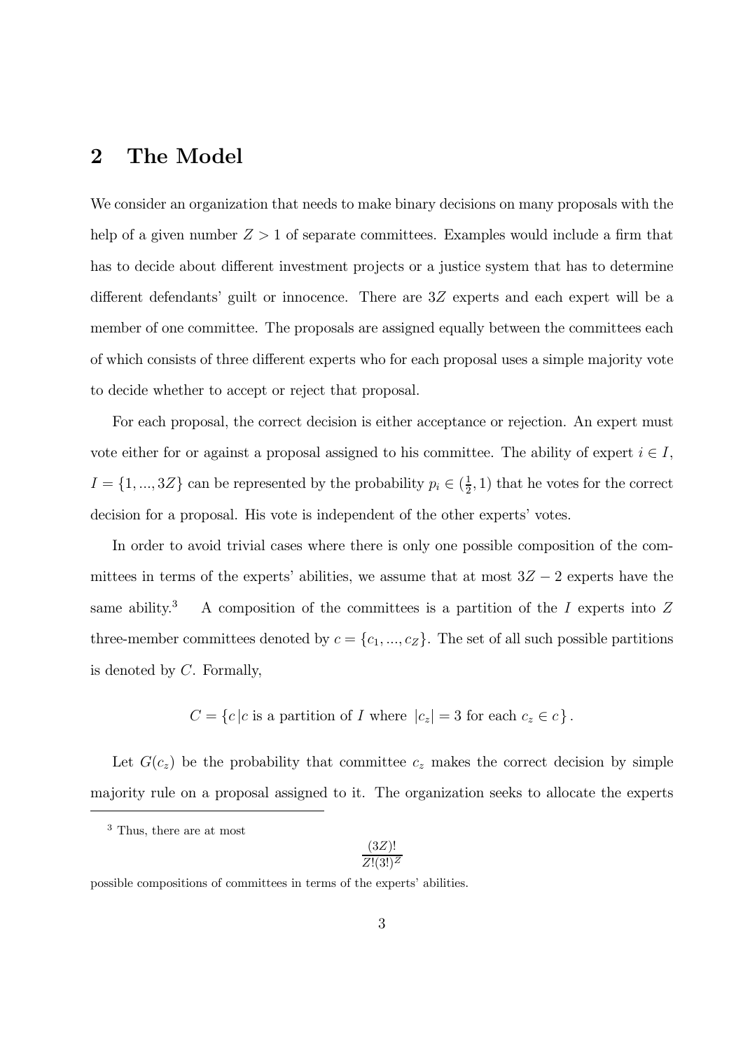## 2 The Model

We consider an organization that needs to make binary decisions on many proposals with the help of a given number $Z > 1$ of separate committees. Examples would include a firm that has to decide about different investment projects or a justice system that has to determine different defendants' guilt or innocence. There are $3Z$ experts and each expert will be a member of one committee. The proposals are assigned equally between the committees each of which consists of three different experts who for each proposal uses a simple majority vote to decide whether to accept or reject that proposal.

For each proposal, the correct decision is either acceptance or rejection. An expert must vote either for or against a proposal assigned to his committee. The ability of expert $i \in I$, $I = \{1, ..., 3Z\}$ can be represented by the probability $p_i \in (\frac{1}{2}, 1)$ that he votes for the correct decision for a proposal. His vote is independent of the other experts' votes.

In order to avoid trivial cases where there is only one possible composition of the committees in terms of the experts' abilities, we assume that at most $3Z - 2$ experts have the same ability.[3] A composition of the committees is a partition of the $I$ experts into $Z$ three-member committees denoted by $c = \{c_1, ..., c_Z\}$. The set of all such possible partitions is denoted by $C$. Formally,

$$C = \{c \,|c \text{ is a partition of } I \text{ where } |c_z| = 3 \text{ for each } c_z \in c\}.$$

Let $G(c_z)$ be the probability that committee $c_z$ makes the correct decision by simple majority rule on a proposal assigned to it. The organization seeks to allocate the experts

[3] Thus, there are at most

$$\frac{(3Z)!}{Z!(3!)^Z}$$

possible compositions of committees in terms of the experts' abilities.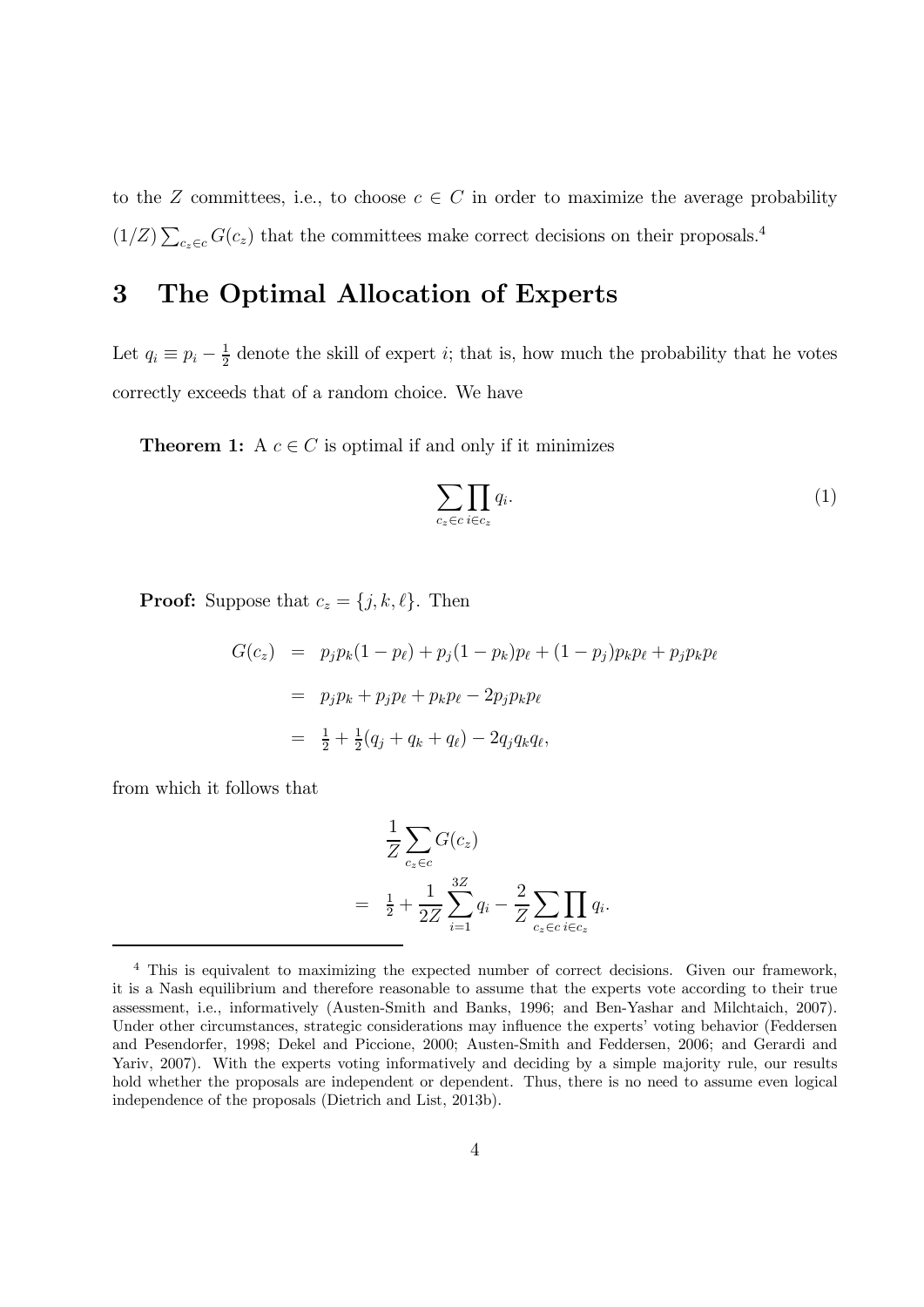to the $Z$ committees, i.e., to choose $c \in C$ in order to maximize the average probability $(1/Z)\sum_{c_z \in c} G(c_z)$ that the committees make correct decisions on their proposals.[4]

# 3 The Optimal Allocation of Experts

Let $q_i \equiv p_i - \frac{1}{2}$ denote the skill of expert $i$; that is, how much the probability that he votes correctly exceeds that of a random choice. We have

**Theorem 1:** A $c \in C$ is optimal if and only if it minimizes

$$\sum_{c_z \in c} \prod_{i \in c_z} q_i. \tag{1}$$

**Proof:** Suppose that $c_z = \{j, k, \ell\}$. Then

$$\begin{aligned} G(c_z) &= p_j p_k (1 - p_\ell) + p_j (1 - p_k) p_\ell + (1 - p_j) p_k p_\ell + p_j p_k p_\ell \\ &= p_j p_k + p_j p_\ell + p_k p_\ell - 2 p_j p_k p_\ell \\ &= \tfrac{1}{2} + \tfrac{1}{2}(q_j + q_k + q_\ell) - 2 q_j q_k q_\ell, \end{aligned}$$

from which it follows that

$$\begin{aligned} &\frac{1}{Z} \sum_{c_z \in c} G(c_z) \\ =\ &\tfrac{1}{2} + \frac{1}{2Z} \sum_{i=1}^{3Z} q_i - \frac{2}{Z} \sum_{c_z \in c} \prod_{i \in c_z} q_i. \end{aligned}$$

---

[4] This is equivalent to maximizing the expected number of correct decisions. Given our framework, it is a Nash equilibrium and therefore reasonable to assume that the experts vote according to their true assessment, i.e., informatively (Austen-Smith and Banks, 1996; and Ben-Yashar and Milchtaich, 2007). Under other circumstances, strategic considerations may influence the experts' voting behavior (Feddersen and Pesendorfer, 1998; Dekel and Piccione, 2000; Austen-Smith and Feddersen, 2006; and Gerardi and Yariv, 2007). With the experts voting informatively and deciding by a simple majority rule, our results hold whether the proposals are independent or dependent. Thus, there is no need to assume even logical independence of the proposals (Dietrich and List, 2013b).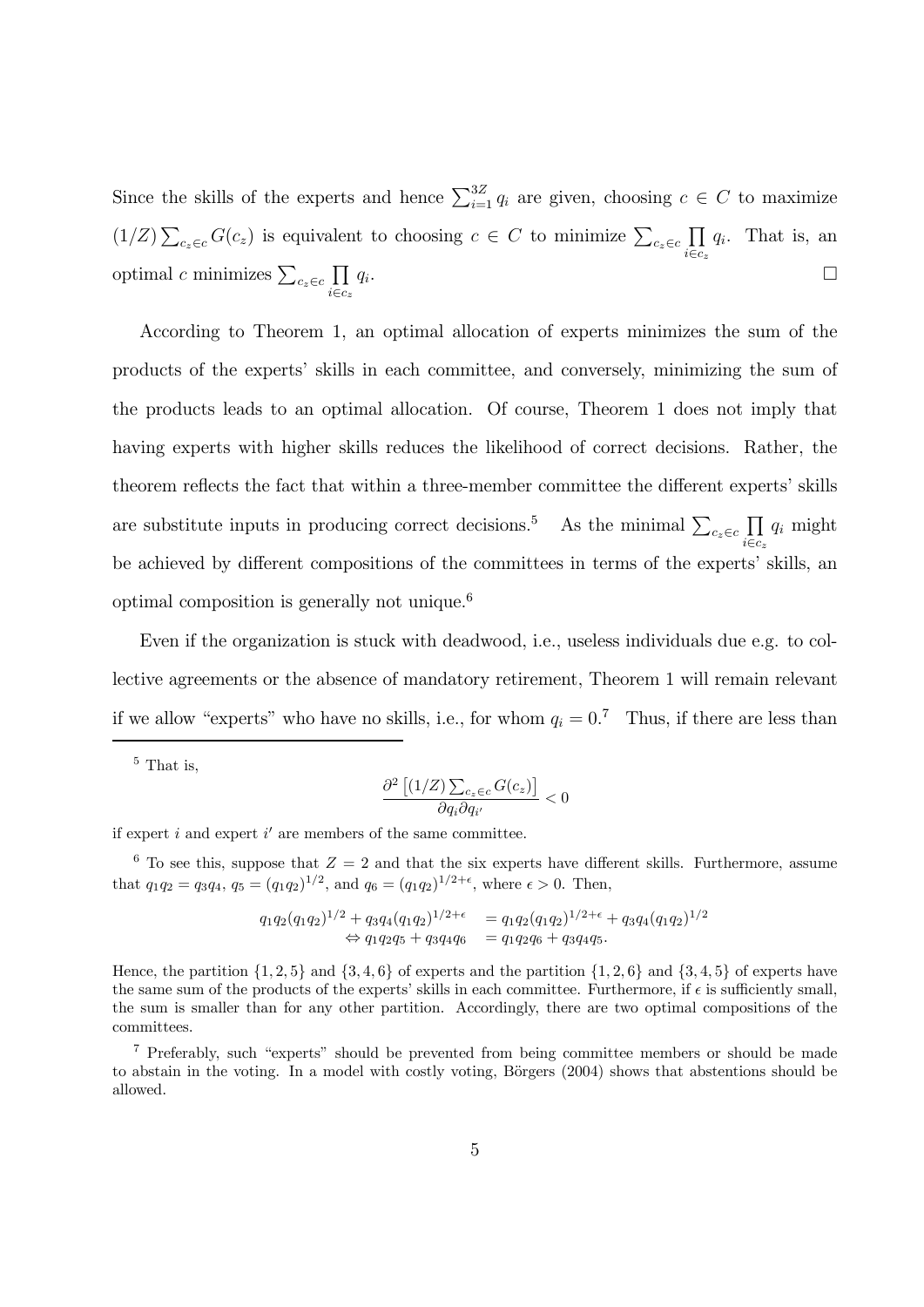Since the skills of the experts and hence $\sum_{i=1}^{3Z} q_i$ are given, choosing $c \in C$ to maximize $(1/Z)\sum_{c_z \in c} G(c_z)$ is equivalent to choosing $c \in C$ to minimize $\sum_{c_z \in c} \prod_{i \in c_z} q_i$. That is, an optimal $c$ minimizes $\sum_{c_z \in c} \prod_{i \in c_z} q_i$. $\square$

According to Theorem 1, an optimal allocation of experts minimizes the sum of the products of the experts' skills in each committee, and conversely, minimizing the sum of the products leads to an optimal allocation. Of course, Theorem 1 does not imply that having experts with higher skills reduces the likelihood of correct decisions. Rather, the theorem reflects the fact that within a three-member committee the different experts' skills are substitute inputs in producing correct decisions.[5] As the minimal $\sum_{c_z \in c} \prod_{i \in c_z} q_i$ might be achieved by different compositions of the committees in terms of the experts' skills, an optimal composition is generally not unique.[6]

Even if the organization is stuck with deadwood, i.e., useless individuals due e.g. to collective agreements or the absence of mandatory retirement, Theorem 1 will remain relevant if we allow "experts" who have no skills, i.e., for whom $q_i = 0$.[7] Thus, if there are less than

---

[5] That is,

$$\frac{\partial^2 \left[(1/Z)\sum_{c_z \in c} G(c_z)\right]}{\partial q_i \partial q_{i'}} < 0$$

if expert $i$ and expert $i'$ are members of the same committee.

[6] To see this, suppose that $Z = 2$ and that the six experts have different skills. Furthermore, assume that $q_1 q_2 = q_3 q_4$, $q_5 = (q_1 q_2)^{1/2}$, and $q_6 = (q_1 q_2)^{1/2+\epsilon}$, where $\epsilon > 0$. Then,

$$\begin{aligned} q_1 q_2 (q_1 q_2)^{1/2} + q_3 q_4 (q_1 q_2)^{1/2+\epsilon} &= q_1 q_2 (q_1 q_2)^{1/2+\epsilon} + q_3 q_4 (q_1 q_2)^{1/2} \\ \Leftrightarrow q_1 q_2 q_5 + q_3 q_4 q_6 &= q_1 q_2 q_6 + q_3 q_4 q_5. \end{aligned}$$

Hence, the partition $\{1, 2, 5\}$ and $\{3, 4, 6\}$ of experts and the partition $\{1, 2, 6\}$ and $\{3, 4, 5\}$ of experts have the same sum of the products of the experts' skills in each committee. Furthermore, if $\epsilon$ is sufficiently small, the sum is smaller than for any other partition. Accordingly, there are two optimal compositions of the committees.

[7] Preferably, such "experts" should be prevented from being committee members or should be made to abstain in the voting. In a model with costly voting, Börgers (2004) shows that abstentions should be allowed.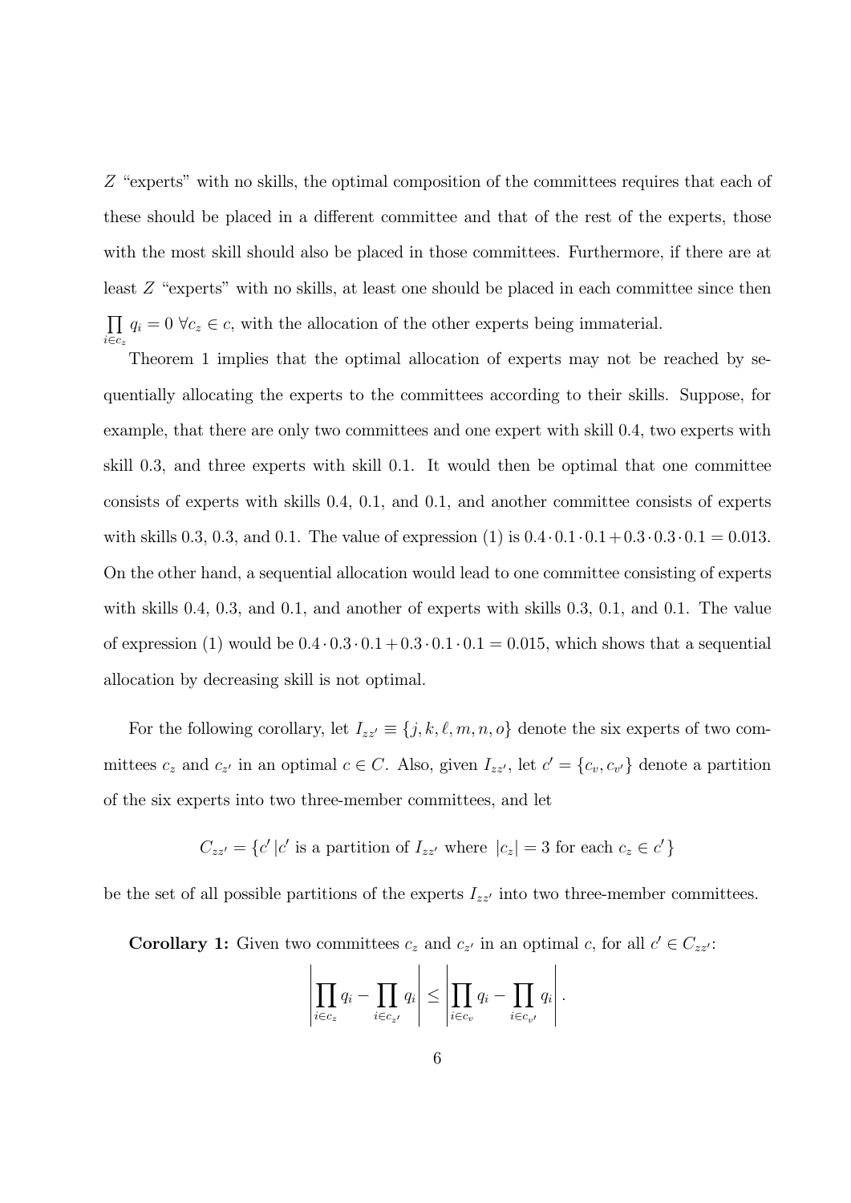$Z$ "experts" with no skills, the optimal composition of the committees requires that each of these should be placed in a different committee and that of the rest of the experts, those with the most skill should also be placed in those committees. Furthermore, if there are at least $Z$ "experts" with no skills, at least one should be placed in each committee since then $\prod_{i \in c_z} q_i = 0 \; \forall c_z \in c$, with the allocation of the other experts being immaterial.

Theorem 1 implies that the optimal allocation of experts may not be reached by sequentially allocating the experts to the committees according to their skills. Suppose, for example, that there are only two committees and one expert with skill 0.4, two experts with skill 0.3, and three experts with skill 0.1. It would then be optimal that one committee consists of experts with skills 0.4, 0.1, and 0.1, and another committee consists of experts with skills 0.3, 0.3, and 0.1. The value of expression (1) is $0.4 \cdot 0.1 \cdot 0.1 + 0.3 \cdot 0.3 \cdot 0.1 = 0.013$. On the other hand, a sequential allocation would lead to one committee consisting of experts with skills 0.4, 0.3, and 0.1, and another of experts with skills 0.3, 0.1, and 0.1. The value of expression (1) would be $0.4 \cdot 0.3 \cdot 0.1 + 0.3 \cdot 0.1 \cdot 0.1 = 0.015$, which shows that a sequential allocation by decreasing skill is not optimal.

For the following corollary, let $I_{zz'} \equiv \{j, k, \ell, m, n, o\}$ denote the six experts of two committees $c_z$ and $c_{z'}$ in an optimal $c \in C$. Also, given $I_{zz'}$, let $c' = \{c_v, c_{v'}\}$ denote a partition of the six experts into two three-member committees, and let

$$C_{zz'} = \{c' \,|c' \text{ is a partition of } I_{zz'} \text{ where } |c_z| = 3 \text{ for each } c_z \in c'\}$$

be the set of all possible partitions of the experts $I_{zz'}$ into two three-member committees.

**Corollary 1:** Given two committees $c_z$ and $c_{z'}$ in an optimal $c$, for all $c' \in C_{zz'}$:

$$\left| \prod_{i \in c_z} q_i - \prod_{i \in c_{z'}} q_i \right| \leq \left| \prod_{i \in c_v} q_i - \prod_{i \in c_{v'}} q_i \right|.$$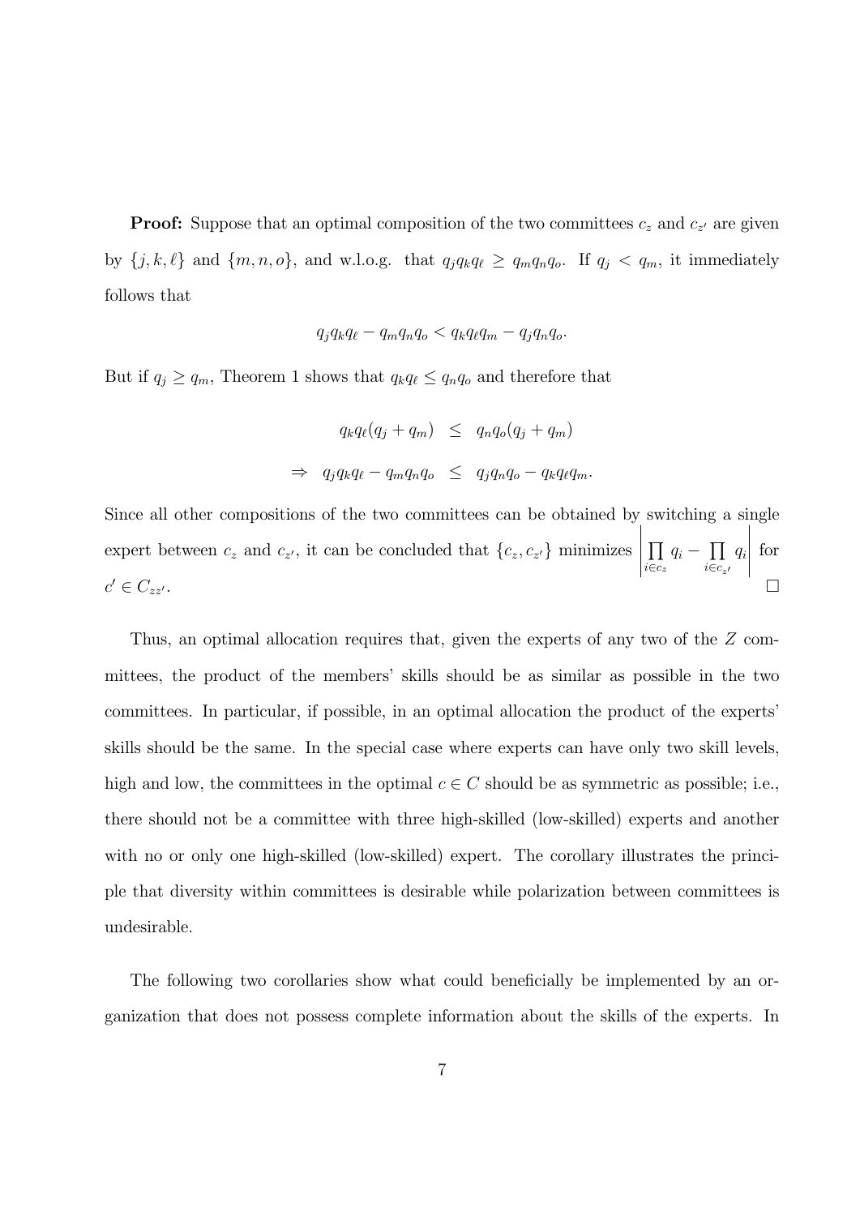**Proof:** Suppose that an optimal composition of the two committees $c_z$ and $c_{z'}$ are given by $\{j, k, \ell\}$ and $\{m, n, o\}$, and w.l.o.g. that $q_j q_k q_\ell \geq q_m q_n q_o$. If $q_j < q_m$, it immediately follows that

$$q_j q_k q_\ell - q_m q_n q_o < q_k q_\ell q_m - q_j q_n q_o.$$

But if $q_j \geq q_m$, Theorem 1 shows that $q_k q_\ell \leq q_n q_o$ and therefore that

$$\begin{aligned} q_k q_\ell (q_j + q_m) &\leq q_n q_o (q_j + q_m) \\ \Rightarrow \quad q_j q_k q_\ell - q_m q_n q_o &\leq q_j q_n q_o - q_k q_\ell q_m. \end{aligned}$$

Since all other compositions of the two committees can be obtained by switching a single expert between $c_z$ and $c_{z'}$, it can be concluded that $\{c_z, c_{z'}\}$ minimizes $\left| \prod_{i \in c_z} q_i - \prod_{i \in c_{z'}} q_i \right|$ for $c' \in C_{zz'}$. $\square$

Thus, an optimal allocation requires that, given the experts of any two of the $Z$ committees, the product of the members' skills should be as similar as possible in the two committees. In particular, if possible, in an optimal allocation the product of the experts' skills should be the same. In the special case where experts can have only two skill levels, high and low, the committees in the optimal $c \in C$ should be as symmetric as possible; i.e., there should not be a committee with three high-skilled (low-skilled) experts and another with no or only one high-skilled (low-skilled) expert. The corollary illustrates the principle that diversity within committees is desirable while polarization between committees is undesirable.

The following two corollaries show what could beneficially be implemented by an organization that does not possess complete information about the skills of the experts. In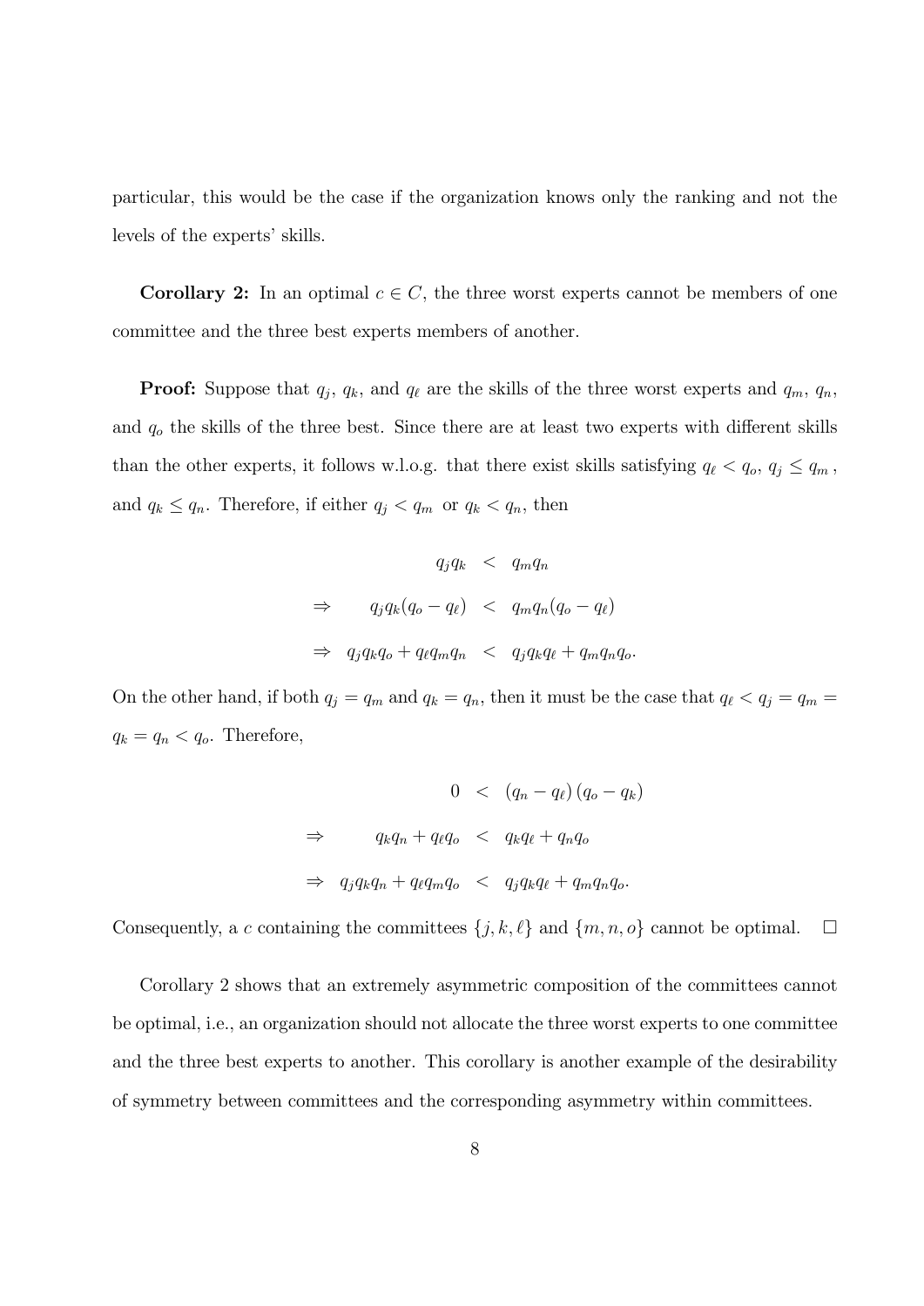particular, this would be the case if the organization knows only the ranking and not the levels of the experts' skills.

**Corollary 2:** In an optimal $c \in C$, the three worst experts cannot be members of one committee and the three best experts members of another.

**Proof:** Suppose that $q_j$, $q_k$, and $q_\ell$ are the skills of the three worst experts and $q_m$, $q_n$, and $q_o$ the skills of the three best. Since there are at least two experts with different skills than the other experts, it follows w.l.o.g. that there exist skills satisfying $q_\ell < q_o$, $q_j \leq q_m$, and $q_k \leq q_n$. Therefore, if either $q_j < q_m$ or $q_k < q_n$, then

$$
\begin{aligned}
q_j q_k &< q_m q_n \\
\Rightarrow \quad q_j q_k (q_o - q_\ell) &< q_m q_n (q_o - q_\ell) \\
\Rightarrow \quad q_j q_k q_o + q_\ell q_m q_n &< q_j q_k q_\ell + q_m q_n q_o.
\end{aligned}
$$

On the other hand, if both $q_j = q_m$ and $q_k = q_n$, then it must be the case that $q_\ell < q_j = q_m = q_k = q_n < q_o$. Therefore,

$$
\begin{aligned}
0 &< (q_n - q_\ell)(q_o - q_k) \\
\Rightarrow \quad q_k q_n + q_\ell q_o &< q_k q_\ell + q_n q_o \\
\Rightarrow \quad q_j q_k q_n + q_\ell q_m q_o &< q_j q_k q_\ell + q_m q_n q_o.
\end{aligned}
$$

Consequently, a $c$ containing the committees $\{j, k, \ell\}$ and $\{m, n, o\}$ cannot be optimal. $\square$

Corollary 2 shows that an extremely asymmetric composition of the committees cannot be optimal, i.e., an organization should not allocate the three worst experts to one committee and the three best experts to another. This corollary is another example of the desirability of symmetry between committees and the corresponding asymmetry within committees.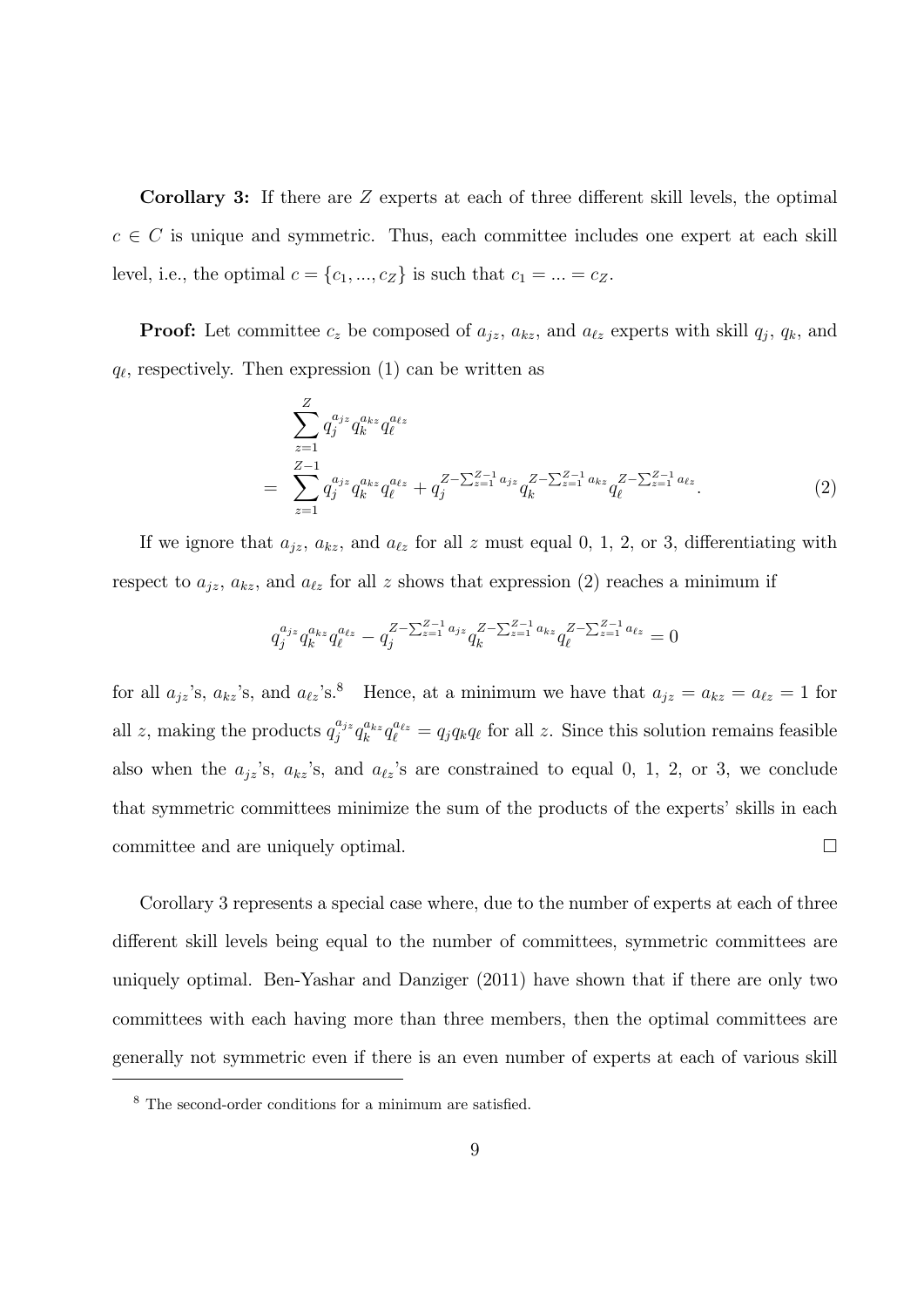**Corollary 3:** If there are $Z$ experts at each of three different skill levels, the optimal $c \in C$ is unique and symmetric. Thus, each committee includes one expert at each skill level, i.e., the optimal $c = \{c_1, ..., c_Z\}$ is such that $c_1 = ... = c_Z$.

**Proof:** Let committee $c_z$ be composed of $a_{jz}$, $a_{kz}$, and $a_{\ell z}$ experts with skill $q_j$, $q_k$, and $q_\ell$, respectively. Then expression (1) can be written as

$$
\begin{aligned}
& \sum_{z=1}^{Z} q_j^{a_{jz}} q_k^{a_{kz}} q_\ell^{a_{\ell z}} \\
= & \sum_{z=1}^{Z-1} q_j^{a_{jz}} q_k^{a_{kz}} q_\ell^{a_{\ell z}} + q_j^{Z-\sum_{z=1}^{Z-1} a_{jz}} q_k^{Z-\sum_{z=1}^{Z-1} a_{kz}} q_\ell^{Z-\sum_{z=1}^{Z-1} a_{\ell z}}. \qquad (2)
\end{aligned}
$$

If we ignore that $a_{jz}$, $a_{kz}$, and $a_{\ell z}$ for all $z$ must equal 0, 1, 2, or 3, differentiating with respect to $a_{jz}$, $a_{kz}$, and $a_{\ell z}$ for all $z$ shows that expression (2) reaches a minimum if

$$
q_j^{a_{jz}} q_k^{a_{kz}} q_\ell^{a_{\ell z}} - q_j^{Z-\sum_{z=1}^{Z-1} a_{jz}} q_k^{Z-\sum_{z=1}^{Z-1} a_{kz}} q_\ell^{Z-\sum_{z=1}^{Z-1} a_{\ell z}} = 0
$$

for all $a_{jz}$'s, $a_{kz}$'s, and $a_{\ell z}$'s.[8] Hence, at a minimum we have that $a_{jz} = a_{kz} = a_{\ell z} = 1$ for all $z$, making the products $q_j^{a_{jz}} q_k^{a_{kz}} q_\ell^{a_{\ell z}} = q_j q_k q_\ell$ for all $z$. Since this solution remains feasible also when the $a_{jz}$'s, $a_{kz}$'s, and $a_{\ell z}$'s are constrained to equal 0, 1, 2, or 3, we conclude that symmetric committees minimize the sum of the products of the experts' skills in each committee and are uniquely optimal. □

Corollary 3 represents a special case where, due to the number of experts at each of three different skill levels being equal to the number of committees, symmetric committees are uniquely optimal. Ben-Yashar and Danziger (2011) have shown that if there are only two committees with each having more than three members, then the optimal committees are generally not symmetric even if there is an even number of experts at each of various skill

[8] The second-order conditions for a minimum are satisfied.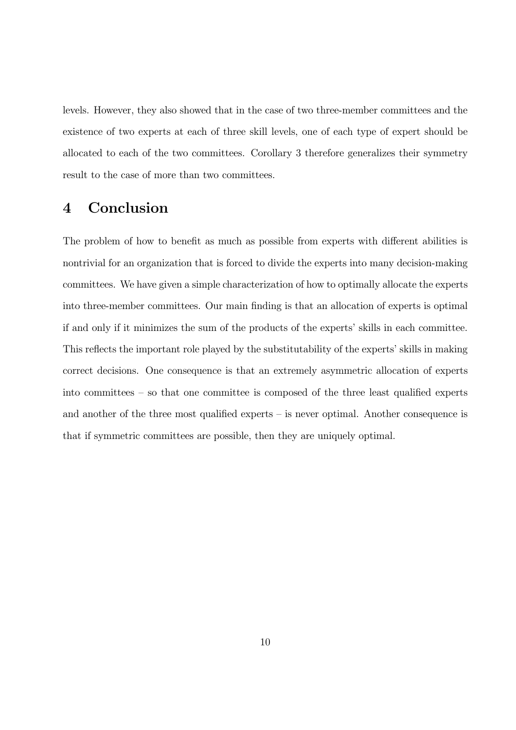levels. However, they also showed that in the case of two three-member committees and the existence of two experts at each of three skill levels, one of each type of expert should be allocated to each of the two committees. Corollary 3 therefore generalizes their symmetry result to the case of more than two committees.

# 4 Conclusion

The problem of how to benefit as much as possible from experts with different abilities is nontrivial for an organization that is forced to divide the experts into many decision-making committees. We have given a simple characterization of how to optimally allocate the experts into three-member committees. Our main finding is that an allocation of experts is optimal if and only if it minimizes the sum of the products of the experts' skills in each committee. This reflects the important role played by the substitutability of the experts' skills in making correct decisions. One consequence is that an extremely asymmetric allocation of experts into committees – so that one committee is composed of the three least qualified experts and another of the three most qualified experts – is never optimal. Another consequence is that if symmetric committees are possible, then they are uniquely optimal.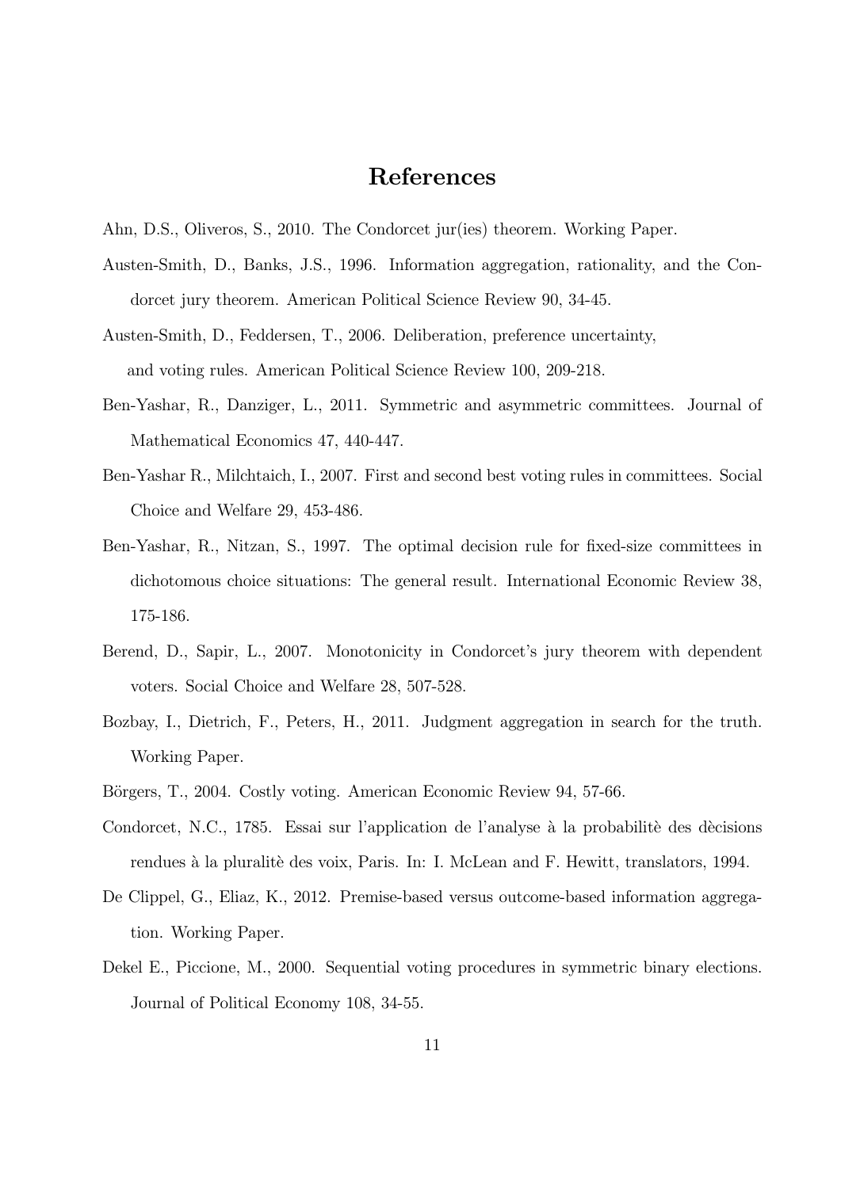# References

Ahn, D.S., Oliveros, S., 2010. The Condorcet jur(ies) theorem. Working Paper.

Austen-Smith, D., Banks, J.S., 1996. Information aggregation, rationality, and the Condorcet jury theorem. American Political Science Review 90, 34-45.

Austen-Smith, D., Feddersen, T., 2006. Deliberation, preference uncertainty, and voting rules. American Political Science Review 100, 209-218.

Ben-Yashar, R., Danziger, L., 2011. Symmetric and asymmetric committees. Journal of Mathematical Economics 47, 440-447.

Ben-Yashar R., Milchtaich, I., 2007. First and second best voting rules in committees. Social Choice and Welfare 29, 453-486.

Ben-Yashar, R., Nitzan, S., 1997. The optimal decision rule for fixed-size committees in dichotomous choice situations: The general result. International Economic Review 38, 175-186.

Berend, D., Sapir, L., 2007. Monotonicity in Condorcet's jury theorem with dependent voters. Social Choice and Welfare 28, 507-528.

Bozbay, I., Dietrich, F., Peters, H., 2011. Judgment aggregation in search for the truth. Working Paper.

Börgers, T., 2004. Costly voting. American Economic Review 94, 57-66.

Condorcet, N.C., 1785. Essai sur l'application de l'analyse à la probabilitè des dècisions rendues à la pluralitè des voix, Paris. In: I. McLean and F. Hewitt, translators, 1994.

De Clippel, G., Eliaz, K., 2012. Premise-based versus outcome-based information aggregation. Working Paper.

Dekel E., Piccione, M., 2000. Sequential voting procedures in symmetric binary elections. Journal of Political Economy 108, 34-55.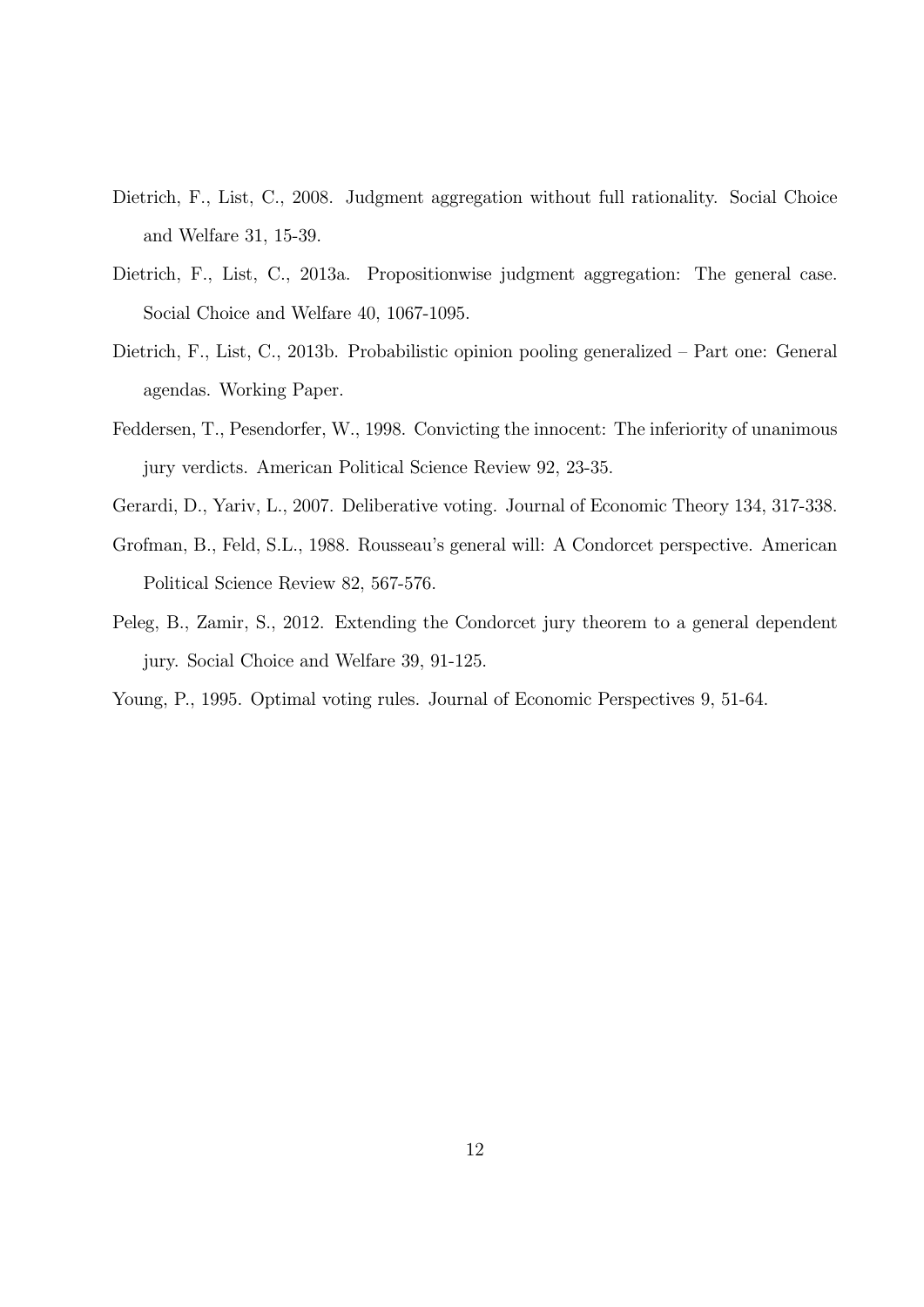Dietrich, F., List, C., 2008. Judgment aggregation without full rationality. Social Choice and Welfare 31, 15-39.

Dietrich, F., List, C., 2013a. Propositionwise judgment aggregation: The general case. Social Choice and Welfare 40, 1067-1095.

Dietrich, F., List, C., 2013b. Probabilistic opinion pooling generalized – Part one: General agendas. Working Paper.

Feddersen, T., Pesendorfer, W., 1998. Convicting the innocent: The inferiority of unanimous jury verdicts. American Political Science Review 92, 23-35.

Gerardi, D., Yariv, L., 2007. Deliberative voting. Journal of Economic Theory 134, 317-338.

Grofman, B., Feld, S.L., 1988. Rousseau's general will: A Condorcet perspective. American Political Science Review 82, 567-576.

Peleg, B., Zamir, S., 2012. Extending the Condorcet jury theorem to a general dependent jury. Social Choice and Welfare 39, 91-125.

Young, P., 1995. Optimal voting rules. Journal of Economic Perspectives 9, 51-64.